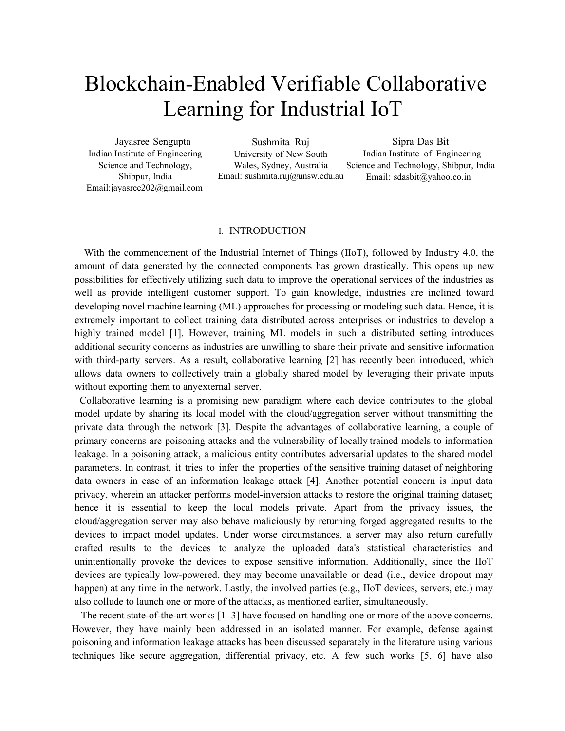# Blockchain-Enabled Verifiable Collaborative Learning for Industrial IoT

Jayasree Sengupta
Indian Institute of Engineering Science and Technology, Shibpur, India
Email:jayasree202@gmail.com

Sushmita Ruj
University of New South Wales, Sydney, Australia
Email: sushmita.ruj@unsw.edu.au

Sipra Das Bit
Indian Institute of Engineering Science and Technology, Shibpur, India
Email: sdasbit@yahoo.co.in

## I. INTRODUCTION

With the commencement of the Industrial Internet of Things (IIoT), followed by Industry 4.0, the amount of data generated by the connected components has grown drastically. This opens up new possibilities for effectively utilizing such data to improve the operational services of the industries as well as provide intelligent customer support. To gain knowledge, industries are inclined toward developing novel machine learning (ML) approaches for processing or modeling such data. Hence, it is extremely important to collect training data distributed across enterprises or industries to develop a highly trained model [1]. However, training ML models in such a distributed setting introduces additional security concerns as industries are unwilling to share their private and sensitive information with third-party servers. As a result, collaborative learning [2] has recently been introduced, which allows data owners to collectively train a globally shared model by leveraging their private inputs without exporting them to anyexternal server.

Collaborative learning is a promising new paradigm where each device contributes to the global model update by sharing its local model with the cloud/aggregation server without transmitting the private data through the network [3]. Despite the advantages of collaborative learning, a couple of primary concerns are poisoning attacks and the vulnerability of locally trained models to information leakage. In a poisoning attack, a malicious entity contributes adversarial updates to the shared model parameters. In contrast, it tries to infer the properties of the sensitive training dataset of neighboring data owners in case of an information leakage attack [4]. Another potential concern is input data privacy, wherein an attacker performs model-inversion attacks to restore the original training dataset; hence it is essential to keep the local models private. Apart from the privacy issues, the cloud/aggregation server may also behave maliciously by returning forged aggregated results to the devices to impact model updates. Under worse circumstances, a server may also return carefully crafted results to the devices to analyze the uploaded data's statistical characteristics and unintentionally provoke the devices to expose sensitive information. Additionally, since the IIoT devices are typically low-powered, they may become unavailable or dead (i.e., device dropout may happen) at any time in the network. Lastly, the involved parties (e.g., IIoT devices, servers, etc.) may also collude to launch one or more of the attacks, as mentioned earlier, simultaneously.

The recent state-of-the-art works [1–3] have focused on handling one or more of the above concerns. However, they have mainly been addressed in an isolated manner. For example, defense against poisoning and information leakage attacks has been discussed separately in the literature using various techniques like secure aggregation, differential privacy, etc. A few such works [5, 6] have also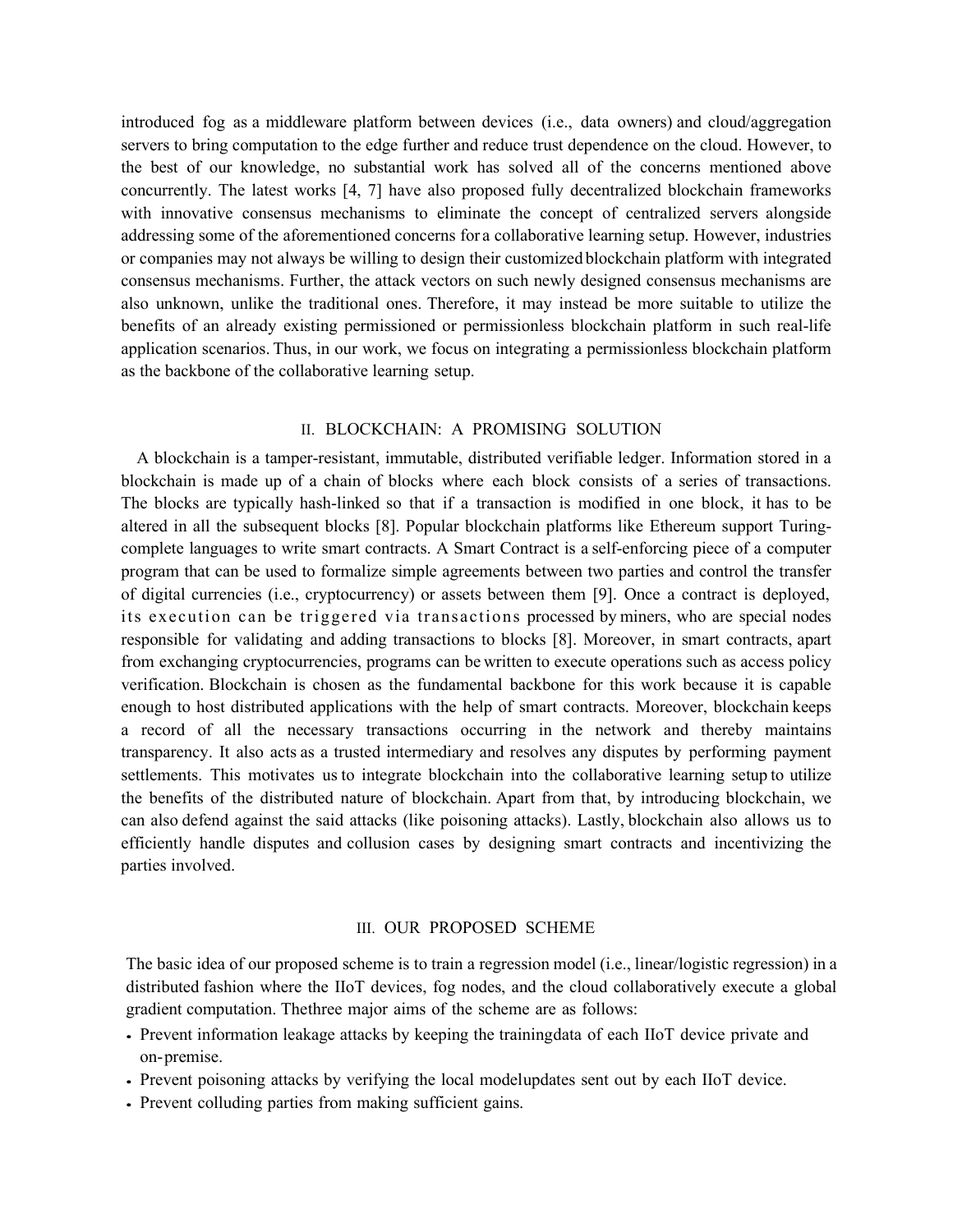introduced fog as a middleware platform between devices (i.e., data owners) and cloud/aggregation servers to bring computation to the edge further and reduce trust dependence on the cloud. However, to the best of our knowledge, no substantial work has solved all of the concerns mentioned above concurrently. The latest works [4, 7] have also proposed fully decentralized blockchain frameworks with innovative consensus mechanisms to eliminate the concept of centralized servers alongside addressing some of the aforementioned concerns for a collaborative learning setup. However, industries or companies may not always be willing to design their customized blockchain platform with integrated consensus mechanisms. Further, the attack vectors on such newly designed consensus mechanisms are also unknown, unlike the traditional ones. Therefore, it may instead be more suitable to utilize the benefits of an already existing permissioned or permissionless blockchain platform in such real-life application scenarios. Thus, in our work, we focus on integrating a permissionless blockchain platform as the backbone of the collaborative learning setup.

## II. BLOCKCHAIN: A PROMISING SOLUTION

A blockchain is a tamper-resistant, immutable, distributed verifiable ledger. Information stored in a blockchain is made up of a chain of blocks where each block consists of a series of transactions. The blocks are typically hash-linked so that if a transaction is modified in one block, it has to be altered in all the subsequent blocks [8]. Popular blockchain platforms like Ethereum support Turing-complete languages to write smart contracts. A Smart Contract is a self-enforcing piece of a computer program that can be used to formalize simple agreements between two parties and control the transfer of digital currencies (i.e., cryptocurrency) or assets between them [9]. Once a contract is deployed, its execution can be triggered via transactions processed by miners, who are special nodes responsible for validating and adding transactions to blocks [8]. Moreover, in smart contracts, apart from exchanging cryptocurrencies, programs can be written to execute operations such as access policy verification. Blockchain is chosen as the fundamental backbone for this work because it is capable enough to host distributed applications with the help of smart contracts. Moreover, blockchain keeps a record of all the necessary transactions occurring in the network and thereby maintains transparency. It also acts as a trusted intermediary and resolves any disputes by performing payment settlements. This motivates us to integrate blockchain into the collaborative learning setup to utilize the benefits of the distributed nature of blockchain. Apart from that, by introducing blockchain, we can also defend against the said attacks (like poisoning attacks). Lastly, blockchain also allows us to efficiently handle disputes and collusion cases by designing smart contracts and incentivizing the parties involved.

## III. OUR PROPOSED SCHEME

The basic idea of our proposed scheme is to train a regression model (i.e., linear/logistic regression) in a distributed fashion where the IIoT devices, fog nodes, and the cloud collaboratively execute a global gradient computation. Thethree major aims of the scheme are as follows:

- Prevent information leakage attacks by keeping the trainingdata of each IIoT device private and on-premise.
- Prevent poisoning attacks by verifying the local modelupdates sent out by each IIoT device.
- Prevent colluding parties from making sufficient gains.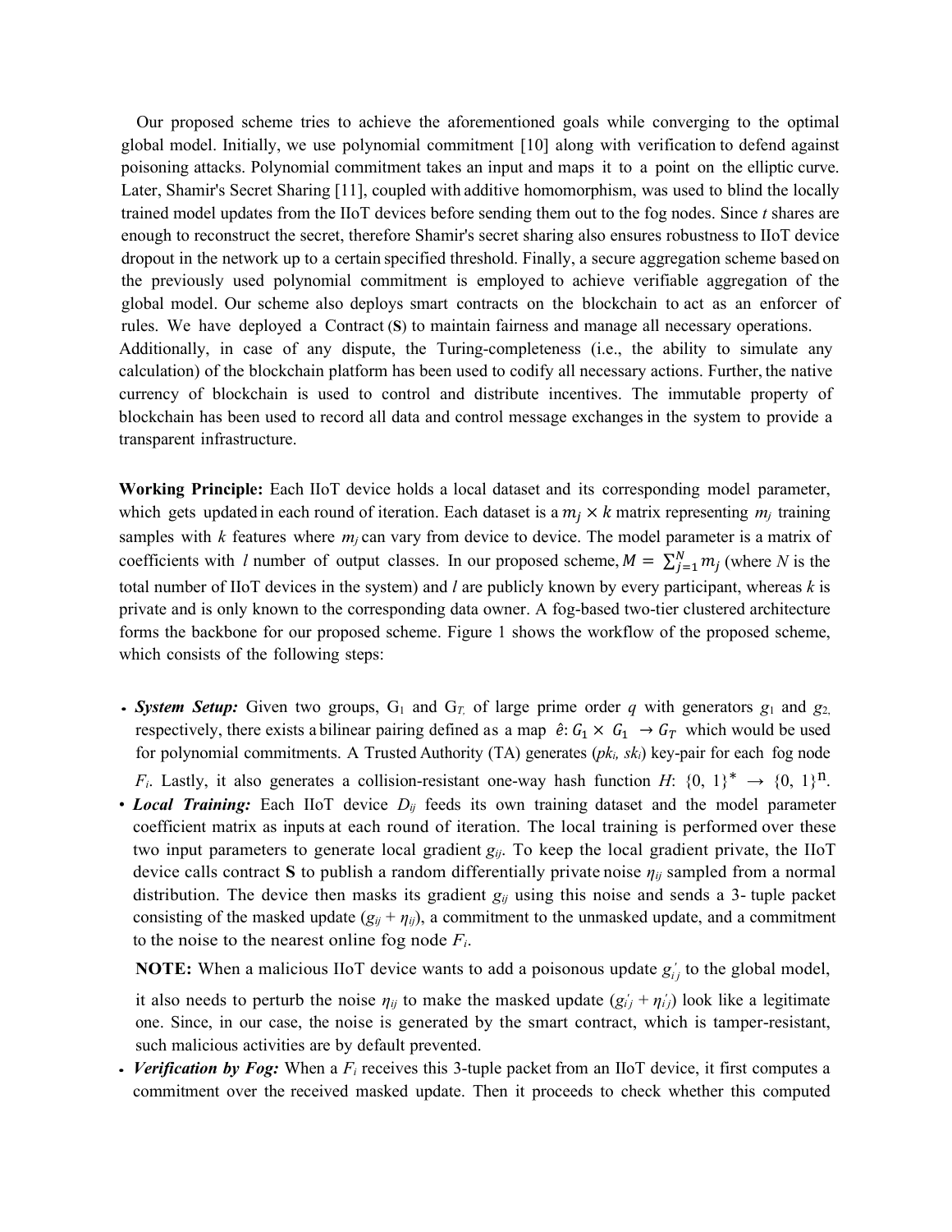Our proposed scheme tries to achieve the aforementioned goals while converging to the optimal global model. Initially, we use polynomial commitment [10] along with verification to defend against poisoning attacks. Polynomial commitment takes an input and maps it to a point on the elliptic curve. Later, Shamir's Secret Sharing [11], coupled with additive homomorphism, was used to blind the locally trained model updates from the IIoT devices before sending them out to the fog nodes. Since $t$ shares are enough to reconstruct the secret, therefore Shamir's secret sharing also ensures robustness to IIoT device dropout in the network up to a certain specified threshold. Finally, a secure aggregation scheme based on the previously used polynomial commitment is employed to achieve verifiable aggregation of the global model. Our scheme also deploys smart contracts on the blockchain to act as an enforcer of rules. We have deployed a Contract (**S**) to maintain fairness and manage all necessary operations. Additionally, in case of any dispute, the Turing-completeness (i.e., the ability to simulate any calculation) of the blockchain platform has been used to codify all necessary actions. Further, the native currency of blockchain is used to control and distribute incentives. The immutable property of blockchain has been used to record all data and control message exchanges in the system to provide a transparent infrastructure.

**Working Principle:** Each IIoT device holds a local dataset and its corresponding model parameter, which gets updated in each round of iteration. Each dataset is a $m_j \times k$ matrix representing $m_j$ training samples with $k$ features where $m_j$ can vary from device to device. The model parameter is a matrix of coefficients with $l$ number of output classes. In our proposed scheme, $M = \sum_{j=1}^{N} m_j$ (where $N$ is the total number of IIoT devices in the system) and $l$ are publicly known by every participant, whereas $k$ is private and is only known to the corresponding data owner. A fog-based two-tier clustered architecture forms the backbone for our proposed scheme. Figure 1 shows the workflow of the proposed scheme, which consists of the following steps:

- ***System Setup:*** Given two groups, $G_1$ and $G_T$, of large prime order $q$ with generators $g_1$ and $g_2$, respectively, there exists a bilinear pairing defined as a map $\hat{e}: G_1 \times G_1 \rightarrow G_T$ which would be used for polynomial commitments. A Trusted Authority (TA) generates ($pk_i$, $sk_i$) key-pair for each fog node $F_i$. Lastly, it also generates a collision-resistant one-way hash function $H$: $\{0, 1\}^* \rightarrow \{0, 1\}^n$.
- ***Local Training:*** Each IIoT device $D_{ij}$ feeds its own training dataset and the model parameter coefficient matrix as inputs at each round of iteration. The local training is performed over these two input parameters to generate local gradient $g_{ij}$. To keep the local gradient private, the IIoT device calls contract **S** to publish a random differentially private noise $\eta_{ij}$ sampled from a normal distribution. The device then masks its gradient $g_{ij}$ using this noise and sends a 3-tuple packet consisting of the masked update ($g_{ij} + \eta_{ij}$), a commitment to the unmasked update, and a commitment to the noise to the nearest online fog node $F_i$.

  **NOTE:** When a malicious IIoT device wants to add a poisonous update $g'_{ij}$ to the global model, it also needs to perturb the noise $\eta_{ij}$ to make the masked update ($g'_{ij} + \eta'_{ij}$) look like a legitimate one. Since, in our case, the noise is generated by the smart contract, which is tamper-resistant, such malicious activities are by default prevented.
- ***Verification by Fog:*** When a $F_i$ receives this 3-tuple packet from an IIoT device, it first computes a commitment over the received masked update. Then it proceeds to check whether this computed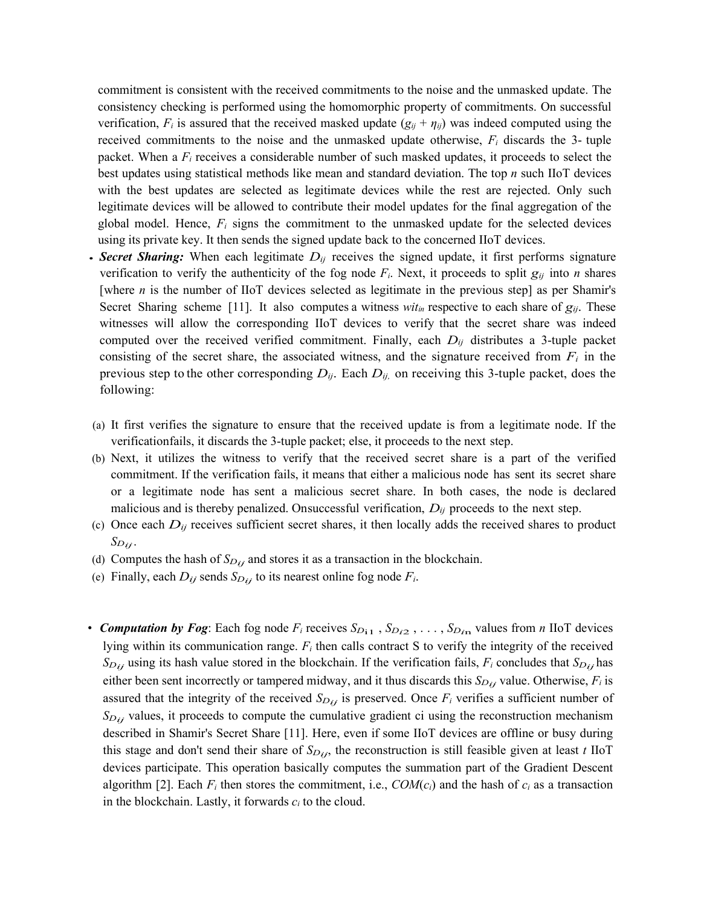commitment is consistent with the received commitments to the noise and the unmasked update. The consistency checking is performed using the homomorphic property of commitments. On successful verification, $F_i$ is assured that the received masked update ($g_{ij} + \eta_{ij}$) was indeed computed using the received commitments to the noise and the unmasked update otherwise, $F_i$ discards the 3- tuple packet. When a $F_i$ receives a considerable number of such masked updates, it proceeds to select the best updates using statistical methods like mean and standard deviation. The top $n$ such IIoT devices with the best updates are selected as legitimate devices while the rest are rejected. Only such legitimate devices will be allowed to contribute their model updates for the final aggregation of the global model. Hence, $F_i$ signs the commitment to the unmasked update for the selected devices using its private key. It then sends the signed update back to the concerned IIoT devices.

- ***Secret Sharing:*** When each legitimate $D_{ij}$ receives the signed update, it first performs signature verification to verify the authenticity of the fog node $F_i$. Next, it proceeds to split $g_{ij}$ into $n$ shares [where $n$ is the number of IIoT devices selected as legitimate in the previous step] as per Shamir's Secret Sharing scheme [11]. It also computes a witness $wit_{in}$ respective to each share of $g_{ij}$. These witnesses will allow the corresponding IIoT devices to verify that the secret share was indeed computed over the received verified commitment. Finally, each $D_{ij}$ distributes a 3-tuple packet consisting of the secret share, the associated witness, and the signature received from $F_i$ in the previous step to the other corresponding $D_{ij}$. Each $D_{ij,}$ on receiving this 3-tuple packet, does the following:

(a) It first verifies the signature to ensure that the received update is from a legitimate node. If the verificationfails, it discards the 3-tuple packet; else, it proceeds to the next step.

(b) Next, it utilizes the witness to verify that the received secret share is a part of the verified commitment. If the verification fails, it means that either a malicious node has sent its secret share or a legitimate node has sent a malicious secret share. In both cases, the node is declared malicious and is thereby penalized. Onsuccessful verification, $D_{ij}$ proceeds to the next step.

(c) Once each $D_{ij}$ receives sufficient secret shares, it then locally adds the received shares to product $S_{D_{ij}}$.

(d) Computes the hash of $S_{D_{ij}}$ and stores it as a transaction in the blockchain.

(e) Finally, each $D_{ij}$ sends $S_{D_{ij}}$ to its nearest online fog node $F_i$.

- ***Computation by Fog***: Each fog node $F_i$ receives $S_{D_{i1}}$ , $S_{D_{i2}}$ , . . . , $S_{D_{in}}$ values from $n$ IIoT devices lying within its communication range. $F_i$ then calls contract S to verify the integrity of the received $S_{D_{ij}}$ using its hash value stored in the blockchain. If the verification fails, $F_i$ concludes that $S_{D_{ij}}$ has either been sent incorrectly or tampered midway, and it thus discards this $S_{D_{ij}}$ value. Otherwise, $F_i$ is assured that the integrity of the received $S_{D_{ij}}$ is preserved. Once $F_i$ verifies a sufficient number of $S_{D_{ij}}$ values, it proceeds to compute the cumulative gradient ci using the reconstruction mechanism described in Shamir's Secret Share [11]. Here, even if some IIoT devices are offline or busy during this stage and don't send their share of $S_{D_{ij}}$, the reconstruction is still feasible given at least $t$ IIoT devices participate. This operation basically computes the summation part of the Gradient Descent algorithm [2]. Each $F_i$ then stores the commitment, i.e., $COM(c_i)$ and the hash of $c_i$ as a transaction in the blockchain. Lastly, it forwards $c_i$ to the cloud.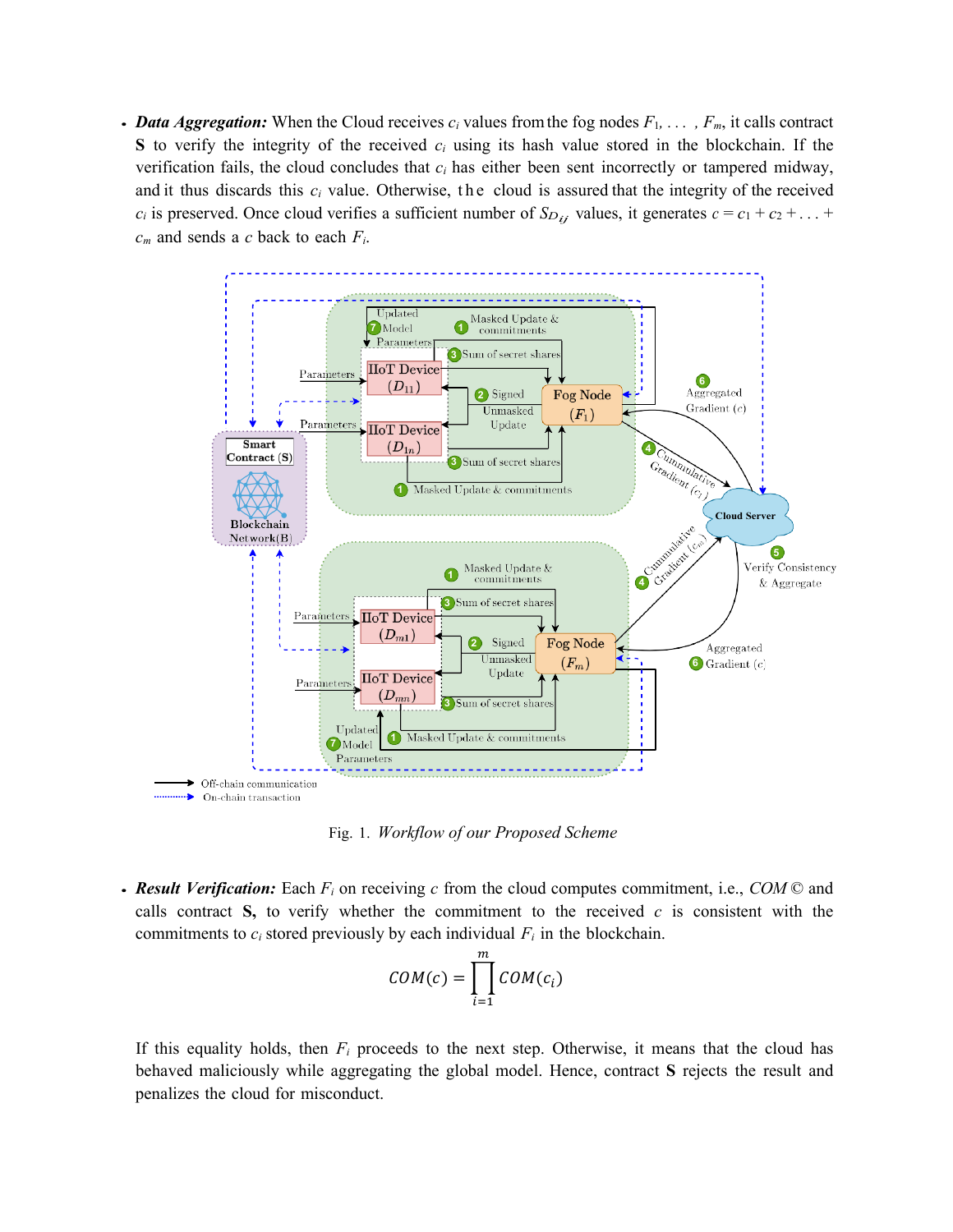- ***Data Aggregation:*** When the Cloud receives $c_i$ values from the fog nodes $F_1, \ldots, F_m$, it calls contract **S** to verify the integrity of the received $c_i$ using its hash value stored in the blockchain. If the verification fails, the cloud concludes that $c_i$ has either been sent incorrectly or tampered midway, and it thus discards this $c_i$ value. Otherwise, the cloud is assured that the integrity of the received $c_i$ is preserved. Once cloud verifies a sufficient number of $S_{D_{ij}}$ values, it generates $c = c_1 + c_2 + \ldots + c_m$ and sends a $c$ back to each $F_i$.

Fig. 1. *Workflow of our Proposed Scheme*

- ***Result Verification:*** Each $F_i$ on receiving $c$ from the cloud computes commitment, i.e., $COM$ © and calls contract **S,** to verify whether the commitment to the received $c$ is consistent with the commitments to $c_i$ stored previously by each individual $F_i$ in the blockchain.

$$COM(c) = \prod_{i=1}^{m} COM(c_i)$$

If this equality holds, then $F_i$ proceeds to the next step. Otherwise, it means that the cloud has behaved maliciously while aggregating the global model. Hence, contract **S** rejects the result and penalizes the cloud for misconduct.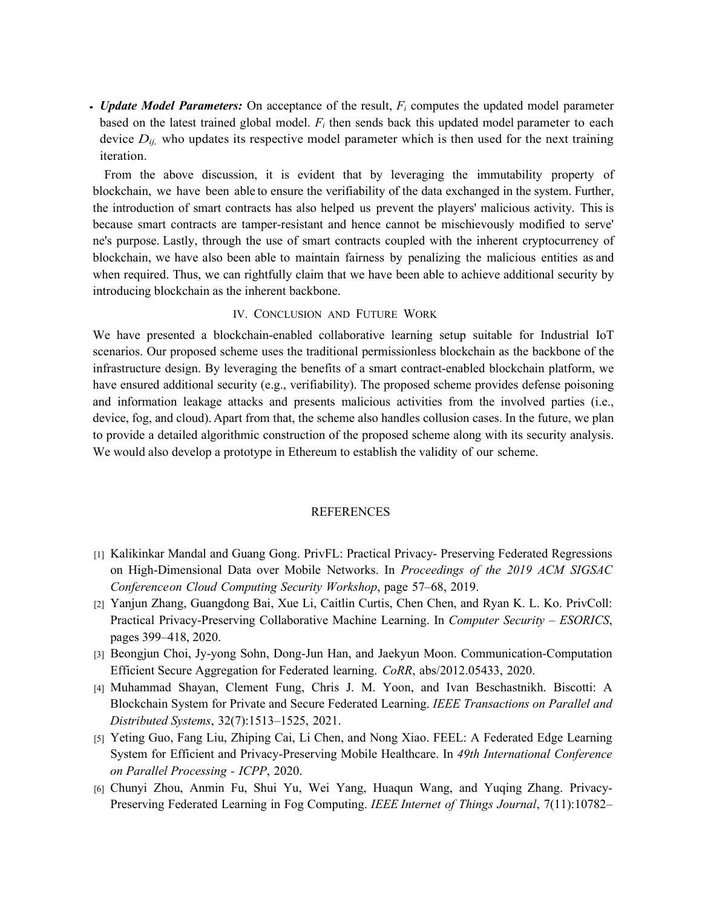- ***Update Model Parameters:*** On acceptance of the result, $F_i$ computes the updated model parameter based on the latest trained global model. $F_i$ then sends back this updated model parameter to each device $D_{ij,}$ who updates its respective model parameter which is then used for the next training iteration.

From the above discussion, it is evident that by leveraging the immutability property of blockchain, we have been able to ensure the verifiability of the data exchanged in the system. Further, the introduction of smart contracts has also helped us prevent the players' malicious activity. This is because smart contracts are tamper-resistant and hence cannot be mischievously modified to serve' ne's purpose. Lastly, through the use of smart contracts coupled with the inherent cryptocurrency of blockchain, we have also been able to maintain fairness by penalizing the malicious entities as and when required. Thus, we can rightfully claim that we have been able to achieve additional security by introducing blockchain as the inherent backbone.

## IV. Conclusion and Future Work

We have presented a blockchain-enabled collaborative learning setup suitable for Industrial IoT scenarios. Our proposed scheme uses the traditional permissionless blockchain as the backbone of the infrastructure design. By leveraging the benefits of a smart contract-enabled blockchain platform, we have ensured additional security (e.g., verifiability). The proposed scheme provides defense poisoning and information leakage attacks and presents malicious activities from the involved parties (i.e., device, fog, and cloud). Apart from that, the scheme also handles collusion cases. In the future, we plan to provide a detailed algorithmic construction of the proposed scheme along with its security analysis. We would also develop a prototype in Ethereum to establish the validity of our scheme.

## References

[1] Kalikinkar Mandal and Guang Gong. PrivFL: Practical Privacy- Preserving Federated Regressions on High-Dimensional Data over Mobile Networks. In *Proceedings of the 2019 ACM SIGSAC Conference on Cloud Computing Security Workshop*, page 57–68, 2019.

[2] Yanjun Zhang, Guangdong Bai, Xue Li, Caitlin Curtis, Chen Chen, and Ryan K. L. Ko. PrivColl: Practical Privacy-Preserving Collaborative Machine Learning. In *Computer Security – ESORICS*, pages 399–418, 2020.

[3] Beongjun Choi, Jy-yong Sohn, Dong-Jun Han, and Jaekyun Moon. Communication-Computation Efficient Secure Aggregation for Federated learning. *CoRR*, abs/2012.05433, 2020.

[4] Muhammad Shayan, Clement Fung, Chris J. M. Yoon, and Ivan Beschastnikh. Biscotti: A Blockchain System for Private and Secure Federated Learning. *IEEE Transactions on Parallel and Distributed Systems*, 32(7):1513–1525, 2021.

[5] Yeting Guo, Fang Liu, Zhiping Cai, Li Chen, and Nong Xiao. FEEL: A Federated Edge Learning System for Efficient and Privacy-Preserving Mobile Healthcare. In *49th International Conference on Parallel Processing - ICPP*, 2020.

[6] Chunyi Zhou, Anmin Fu, Shui Yu, Wei Yang, Huaqun Wang, and Yuqing Zhang. Privacy-Preserving Federated Learning in Fog Computing. *IEEE Internet of Things Journal*, 7(11):10782–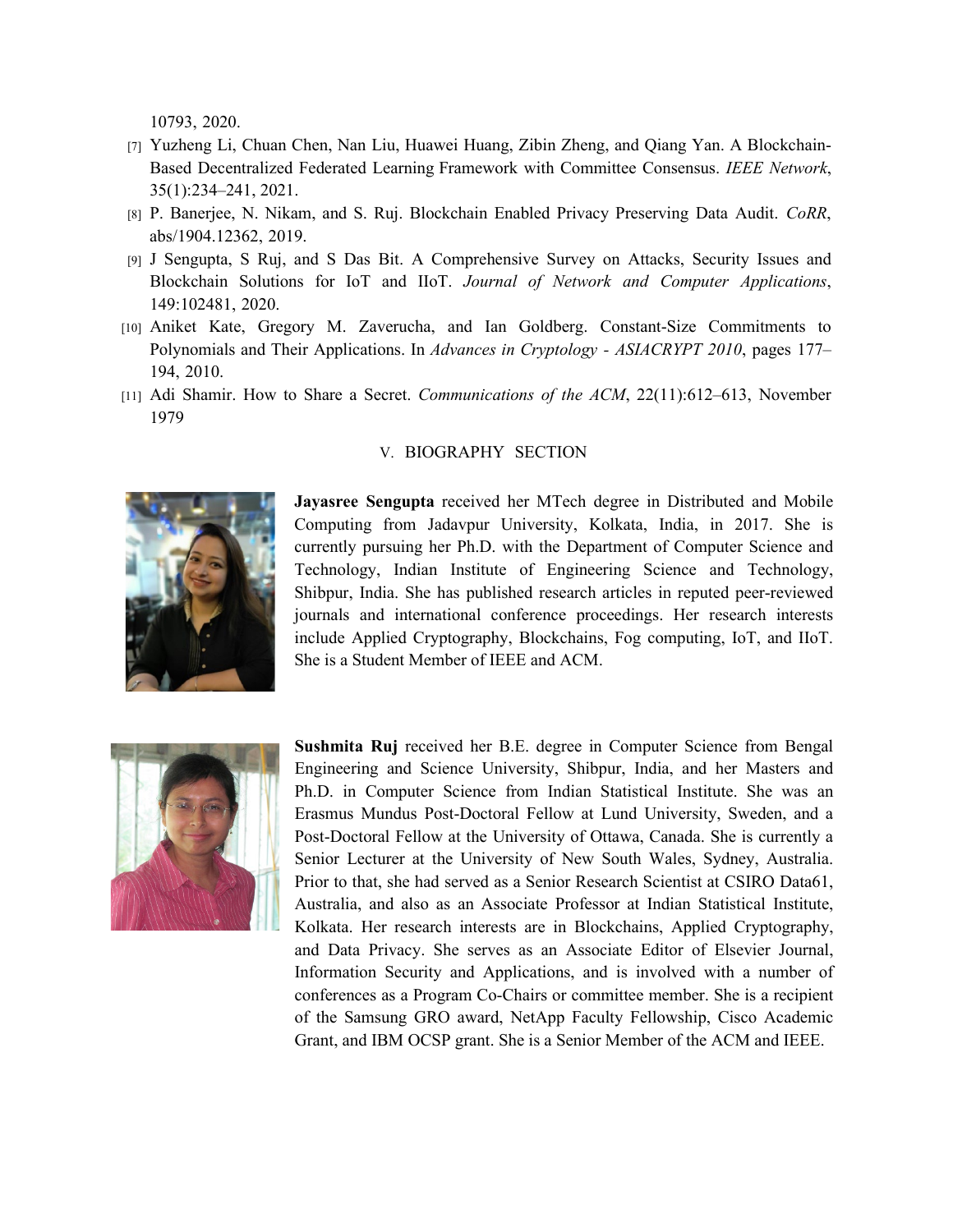10793, 2020.

[7] Yuzheng Li, Chuan Chen, Nan Liu, Huawei Huang, Zibin Zheng, and Qiang Yan. A Blockchain-Based Decentralized Federated Learning Framework with Committee Consensus. *IEEE Network*, 35(1):234–241, 2021.

[8] P. Banerjee, N. Nikam, and S. Ruj. Blockchain Enabled Privacy Preserving Data Audit. *CoRR*, abs/1904.12362, 2019.

[9] J Sengupta, S Ruj, and S Das Bit. A Comprehensive Survey on Attacks, Security Issues and Blockchain Solutions for IoT and IIoT. *Journal of Network and Computer Applications*, 149:102481, 2020.

[10] Aniket Kate, Gregory M. Zaverucha, and Ian Goldberg. Constant-Size Commitments to Polynomials and Their Applications. In *Advances in Cryptology - ASIACRYPT 2010*, pages 177–194, 2010.

[11] Adi Shamir. How to Share a Secret. *Communications of the ACM*, 22(11):612–613, November 1979

## V. BIOGRAPHY SECTION

**Jayasree Sengupta** received her MTech degree in Distributed and Mobile Computing from Jadavpur University, Kolkata, India, in 2017. She is currently pursuing her Ph.D. with the Department of Computer Science and Technology, Indian Institute of Engineering Science and Technology, Shibpur, India. She has published research articles in reputed peer-reviewed journals and international conference proceedings. Her research interests include Applied Cryptography, Blockchains, Fog computing, IoT, and IIoT. She is a Student Member of IEEE and ACM.

**Sushmita Ruj** received her B.E. degree in Computer Science from Bengal Engineering and Science University, Shibpur, India, and her Masters and Ph.D. in Computer Science from Indian Statistical Institute. She was an Erasmus Mundus Post-Doctoral Fellow at Lund University, Sweden, and a Post-Doctoral Fellow at the University of Ottawa, Canada. She is currently a Senior Lecturer at the University of New South Wales, Sydney, Australia. Prior to that, she had served as a Senior Research Scientist at CSIRO Data61, Australia, and also as an Associate Professor at Indian Statistical Institute, Kolkata. Her research interests are in Blockchains, Applied Cryptography, and Data Privacy. She serves as an Associate Editor of Elsevier Journal, Information Security and Applications, and is involved with a number of conferences as a Program Co-Chairs or committee member. She is a recipient of the Samsung GRO award, NetApp Faculty Fellowship, Cisco Academic Grant, and IBM OCSP grant. She is a Senior Member of the ACM and IEEE.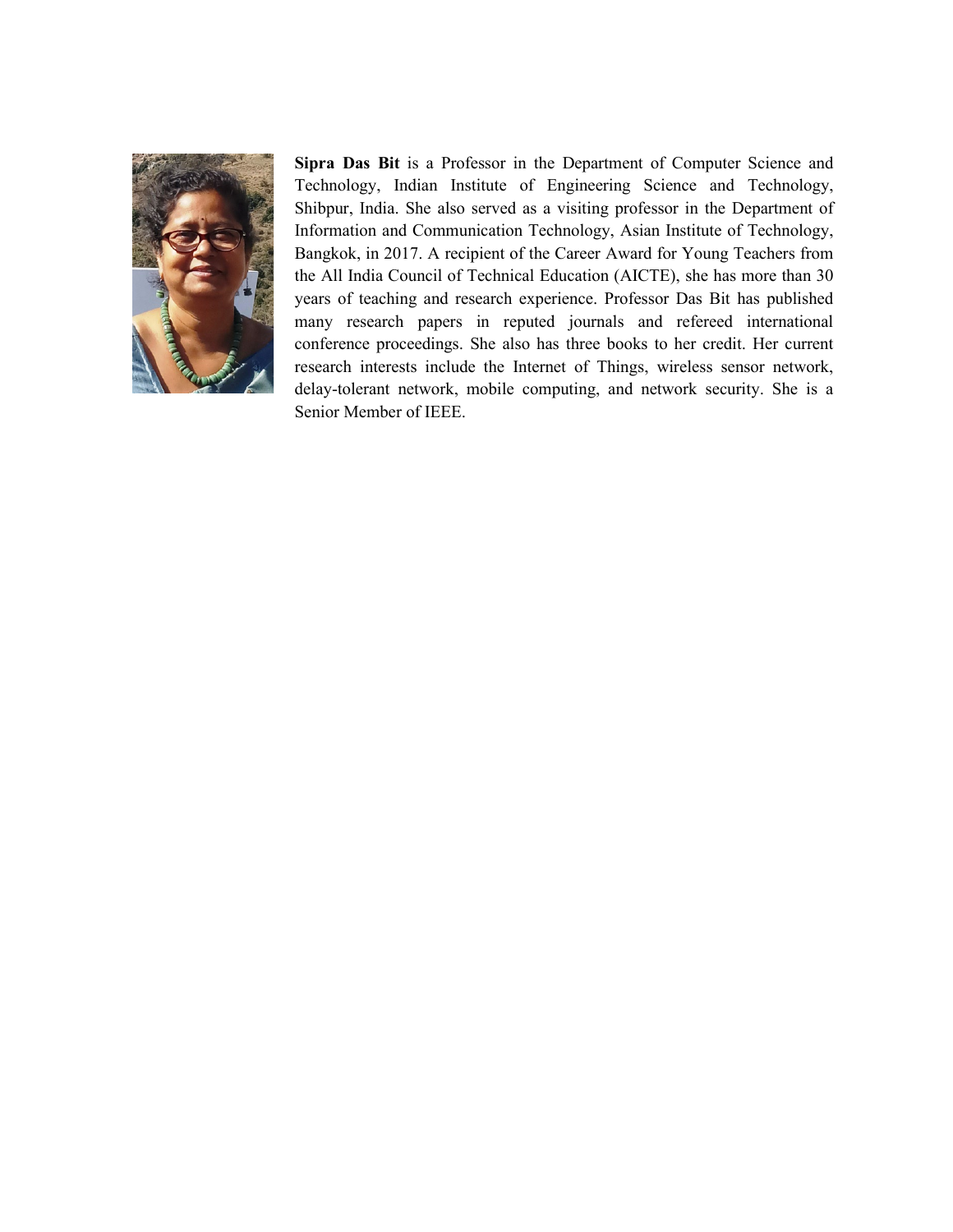**Sipra Das Bit** is a Professor in the Department of Computer Science and Technology, Indian Institute of Engineering Science and Technology, Shibpur, India. She also served as a visiting professor in the Department of Information and Communication Technology, Asian Institute of Technology, Bangkok, in 2017. A recipient of the Career Award for Young Teachers from the All India Council of Technical Education (AICTE), she has more than 30 years of teaching and research experience. Professor Das Bit has published many research papers in reputed journals and refereed international conference proceedings. She also has three books to her credit. Her current research interests include the Internet of Things, wireless sensor network, delay-tolerant network, mobile computing, and network security. She is a Senior Member of IEEE.